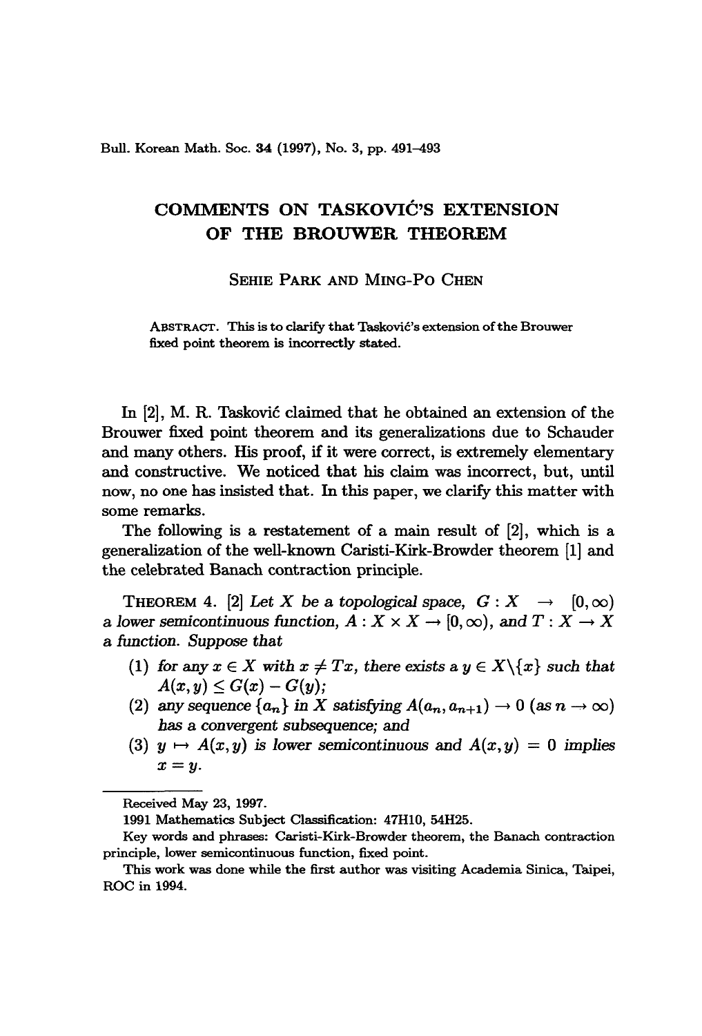# COMMENTS ON TASKOVIĆ'S EXTENSION OF THE BROUWER THEOREM

SEHIE PARK AND MING-PO CHEN

ABSTRACT. This is to clarify that Tasković's extension of the Brouwer fixed point theorem is incorrectly stated.

In [2], M. R. Tasković claimed that he obtained an extension of the Brouwer fixed point theorem and its generalizations due to Schauder and many others. His proof, if it were correct, is extremely elementary and constructive. We noticed that his claim was incorrect, but, until now, no one has insisted that. In this paper, we clarify this matter with some remarks.

The following is a restatement of a main result of [2], which is a generalization of the well-known Caristi-Kirk-Browder theorem [1] and the celebrated Banach contraction principle.

THEOREM 4. [2] *Let $X$ be a topological space, $G : X \to [0, \infty)$ a lower semicontinuous function, $A : X \times X \to [0, \infty)$, and $T : X \to X$ a function. Suppose that*

1. *for any $x \in X$ with $x \neq Tx$, there exists a $y \in X \backslash \{x\}$ such that $A(x, y) \leq G(x) - G(y)$;*
2. *any sequence $\{a_n\}$ in $X$ satisfying $A(a_n, a_{n+1}) \to 0$ (as $n \to \infty$) has a convergent subsequence; and*
3. *$y \mapsto A(x, y)$ is lower semicontinuous and $A(x, y) = 0$ implies $x = y$.*

---

Received May 23, 1997.

1991 Mathematics Subject Classification: 47H10, 54H25.

Key words and phrases: Caristi-Kirk-Browder theorem, the Banach contraction principle, lower semicontinuous function, fixed point.

This work was done while the first author was visiting Academia Sinica, Taipei, ROC in 1994.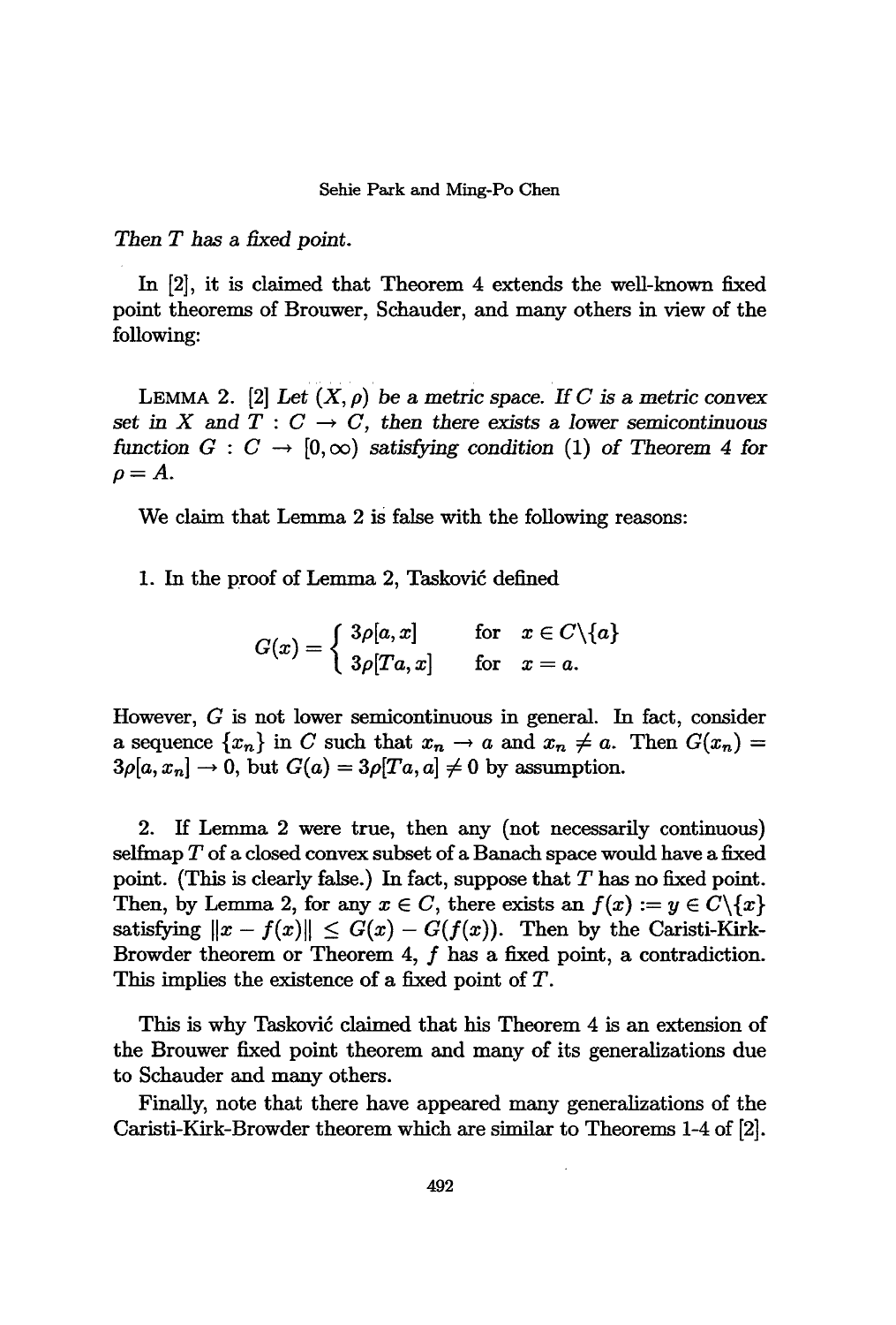*Then $T$ has a fixed point.*

In [2], it is claimed that Theorem 4 extends the well-known fixed point theorems of Brouwer, Schauder, and many others in view of the following:

LEMMA 2. [2] *Let $(X, \rho)$ be a metric space. If $C$ is a metric convex set in $X$ and $T : C \to C$, then there exists a lower semicontinuous function $G : C \to [0, \infty)$ satisfying condition (1) of Theorem 4 for $\rho = A$.*

We claim that Lemma 2 is false with the following reasons:

1. In the proof of Lemma 2, Tasković defined

$$G(x) = \begin{cases} 3\rho[a, x] & \text{for} \quad x \in C \backslash \{a\} \\ 3\rho[Ta, x] & \text{for} \quad x = a. \end{cases}$$

However, $G$ is not lower semicontinuous in general. In fact, consider a sequence $\{x_n\}$ in $C$ such that $x_n \to a$ and $x_n \neq a$. Then $G(x_n) = 3\rho[a, x_n] \to 0$, but $G(a) = 3\rho[Ta, a] \neq 0$ by assumption.

2. If Lemma 2 were true, then any (not necessarily continuous) selfmap $T$ of a closed convex subset of a Banach space would have a fixed point. (This is clearly false.) In fact, suppose that $T$ has no fixed point. Then, by Lemma 2, for any $x \in C$, there exists an $f(x) := y \in C \backslash \{x\}$ satisfying $\|x - f(x)\| \leq G(x) - G(f(x))$. Then by the Caristi-Kirk-Browder theorem or Theorem 4, $f$ has a fixed point, a contradiction. This implies the existence of a fixed point of $T$.

This is why Tasković claimed that his Theorem 4 is an extension of the Brouwer fixed point theorem and many of its generalizations due to Schauder and many others.

Finally, note that there have appeared many generalizations of the Caristi-Kirk-Browder theorem which are similar to Theorems 1-4 of [2].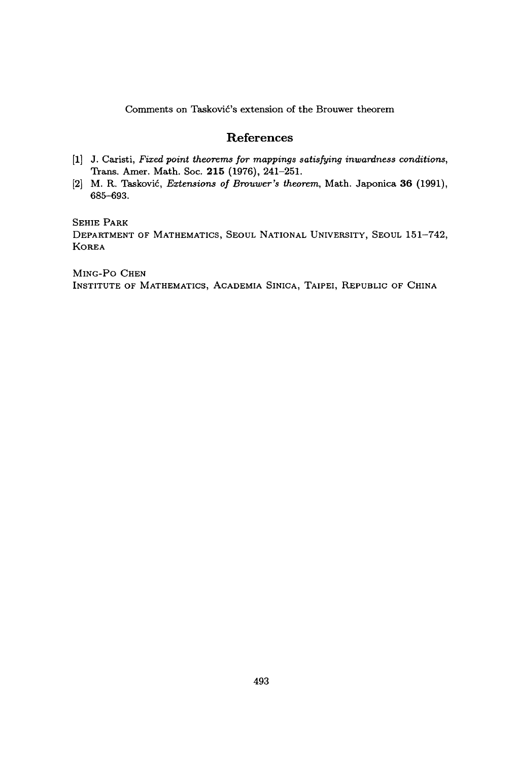## References

[1] J. Caristi, *Fixed point theorems for mappings satisfying inwardness conditions*, Trans. Amer. Math. Soc. **215** (1976), 241–251.

[2] M. R. Tasković, *Extensions of Brouwer's theorem*, Math. Japonica **36** (1991), 685–693.

SEHIE PARK
DEPARTMENT OF MATHEMATICS, SEOUL NATIONAL UNIVERSITY, SEOUL 151–742, KOREA

MING-PO CHEN
INSTITUTE OF MATHEMATICS, ACADEMIA SINICA, TAIPEI, REPUBLIC OF CHINA